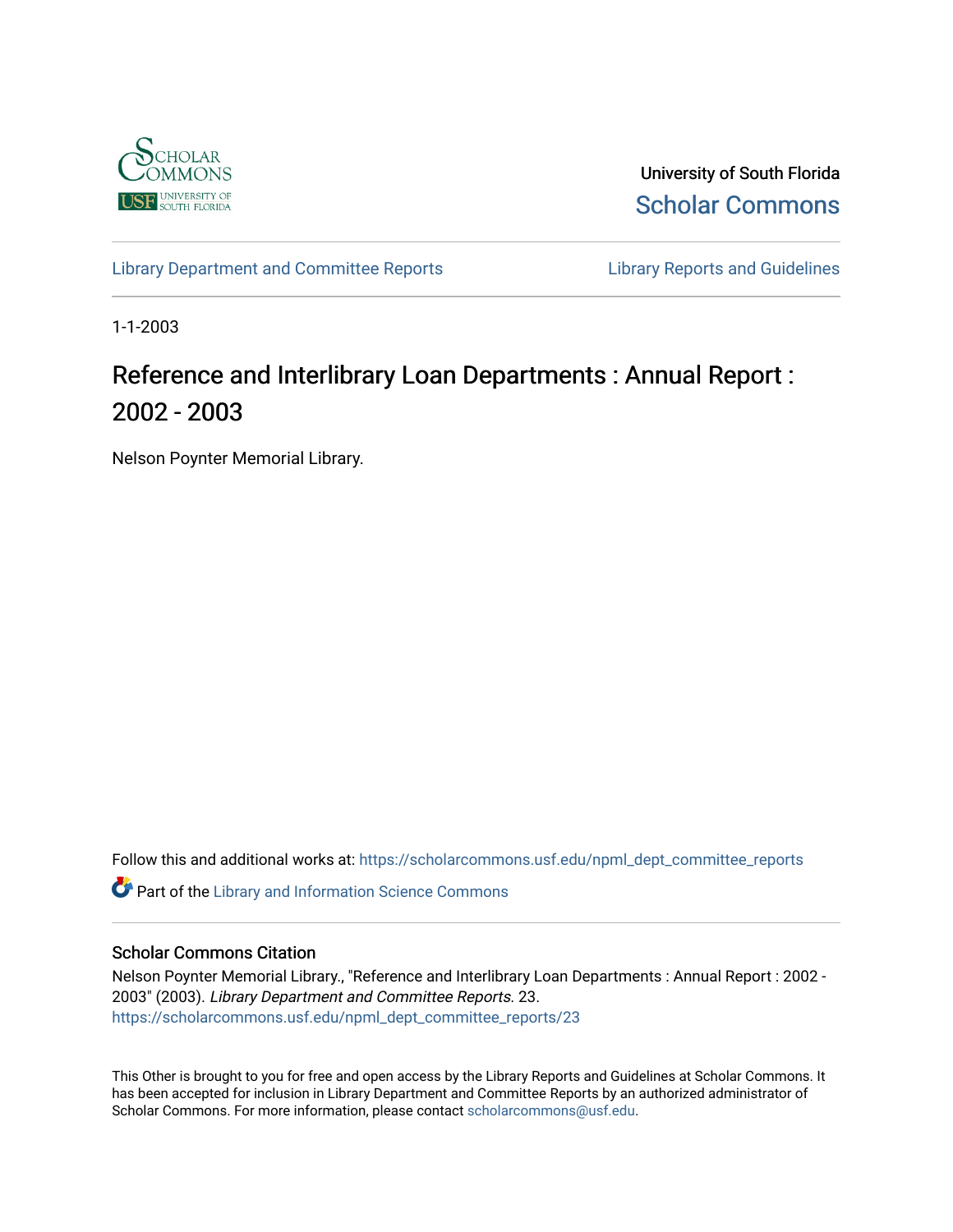University of South Florida
Scholar Commons

Library Department and Committee Reports

Library Reports and Guidelines

1-1-2003

# Reference and Interlibrary Loan Departments : Annual Report : 2002 - 2003

Nelson Poynter Memorial Library.

Follow this and additional works at: https://scholarcommons.usf.edu/npml_dept_committee_reports

Part of the Library and Information Science Commons

## Scholar Commons Citation

Nelson Poynter Memorial Library., "Reference and Interlibrary Loan Departments : Annual Report : 2002 - 2003" (2003). *Library Department and Committee Reports*. 23.
https://scholarcommons.usf.edu/npml_dept_committee_reports/23

This Other is brought to you for free and open access by the Library Reports and Guidelines at Scholar Commons. It has been accepted for inclusion in Library Department and Committee Reports by an authorized administrator of Scholar Commons. For more information, please contact scholarcommons@usf.edu.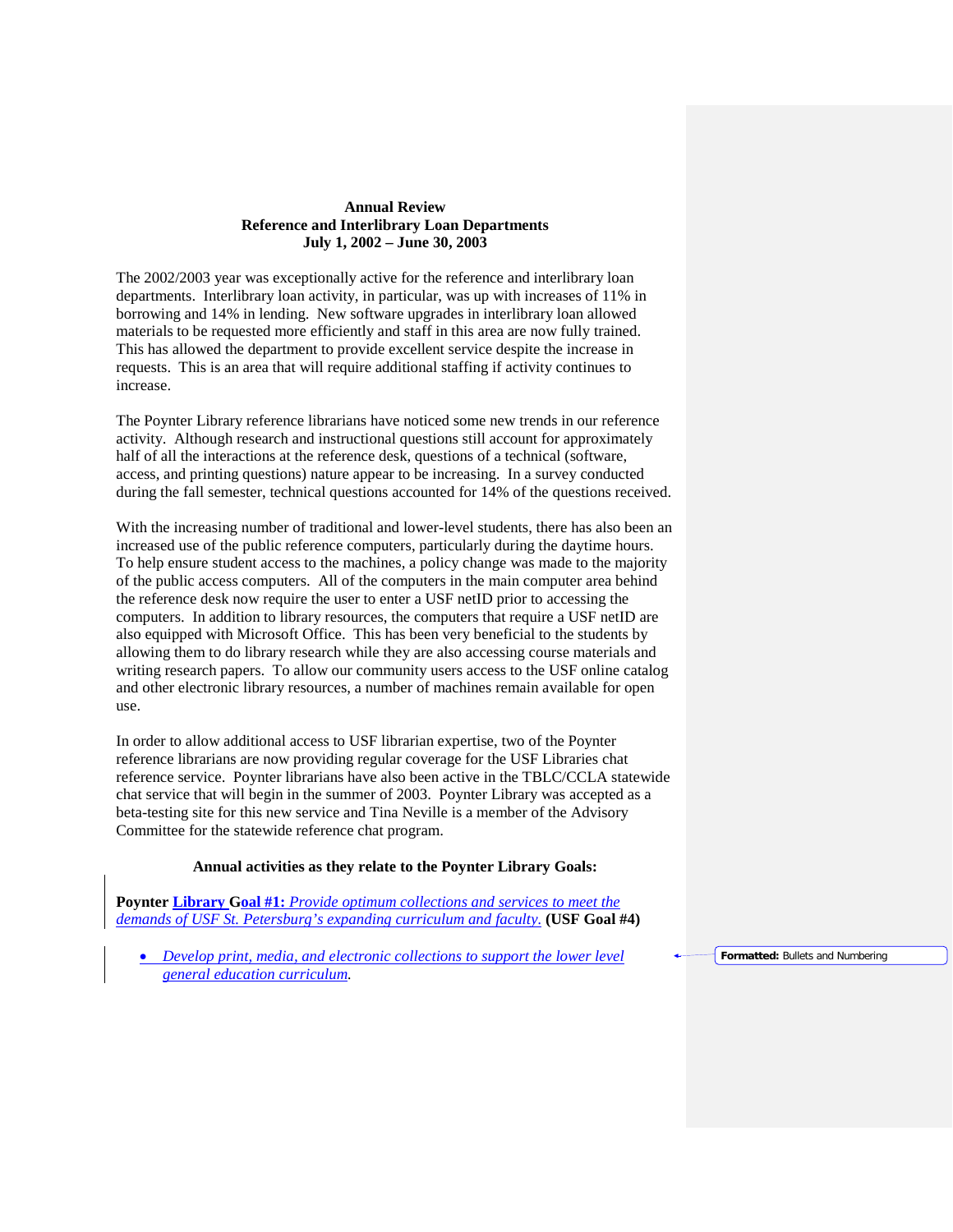**Annual Review**
**Reference and Interlibrary Loan Departments**
**July 1, 2002 – June 30, 2003**

The 2002/2003 year was exceptionally active for the reference and interlibrary loan departments. Interlibrary loan activity, in particular, was up with increases of 11% in borrowing and 14% in lending. New software upgrades in interlibrary loan allowed materials to be requested more efficiently and staff in this area are now fully trained. This has allowed the department to provide excellent service despite the increase in requests. This is an area that will require additional staffing if activity continues to increase.

The Poynter Library reference librarians have noticed some new trends in our reference activity. Although research and instructional questions still account for approximately half of all the interactions at the reference desk, questions of a technical (software, access, and printing questions) nature appear to be increasing. In a survey conducted during the fall semester, technical questions accounted for 14% of the questions received.

With the increasing number of traditional and lower-level students, there has also been an increased use of the public reference computers, particularly during the daytime hours. To help ensure student access to the machines, a policy change was made to the majority of the public access computers. All of the computers in the main computer area behind the reference desk now require the user to enter a USF netID prior to accessing the computers. In addition to library resources, the computers that require a USF netID are also equipped with Microsoft Office. This has been very beneficial to the students by allowing them to do library research while they are also accessing course materials and writing research papers. To allow our community users access to the USF online catalog and other electronic library resources, a number of machines remain available for open use.

In order to allow additional access to USF librarian expertise, two of the Poynter reference librarians are now providing regular coverage for the USF Libraries chat reference service. Poynter librarians have also been active in the TBLC/CCLA statewide chat service that will begin in the summer of 2003. Poynter Library was accepted as a beta-testing site for this new service and Tina Neville is a member of the Advisory Committee for the statewide reference chat program.

**Annual activities as they relate to the Poynter Library Goals:**

**Poynter Library Goal #1:** *Provide optimum collections and services to meet the demands of USF St. Petersburg's expanding curriculum and faculty.* **(USF Goal #4)**

- *Develop print, media, and electronic collections to support the lower level general education curriculum.*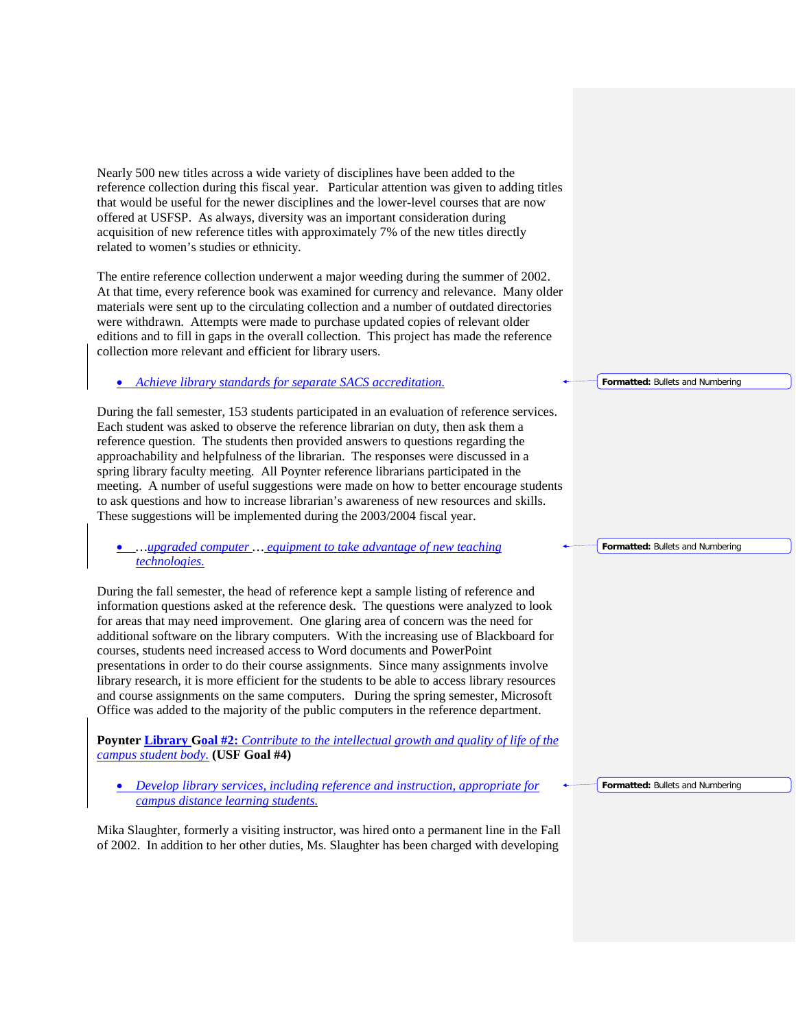Nearly 500 new titles across a wide variety of disciplines have been added to the reference collection during this fiscal year. Particular attention was given to adding titles that would be useful for the newer disciplines and the lower-level courses that are now offered at USFSP. As always, diversity was an important consideration during acquisition of new reference titles with approximately 7% of the new titles directly related to women's studies or ethnicity.

The entire reference collection underwent a major weeding during the summer of 2002. At that time, every reference book was examined for currency and relevance. Many older materials were sent up to the circulating collection and a number of outdated directories were withdrawn. Attempts were made to purchase updated copies of relevant older editions and to fill in gaps in the overall collection. This project has made the reference collection more relevant and efficient for library users.

- *Achieve library standards for separate SACS accreditation.*

During the fall semester, 153 students participated in an evaluation of reference services. Each student was asked to observe the reference librarian on duty, then ask them a reference question. The students then provided answers to questions regarding the approachability and helpfulness of the librarian. The responses were discussed in a spring library faculty meeting. All Poynter reference librarians participated in the meeting. A number of useful suggestions were made on how to better encourage students to ask questions and how to increase librarian's awareness of new resources and skills. These suggestions will be implemented during the 2003/2004 fiscal year.

- …*upgraded computer* … *equipment to take advantage of new teaching technologies.*

During the fall semester, the head of reference kept a sample listing of reference and information questions asked at the reference desk. The questions were analyzed to look for areas that may need improvement. One glaring area of concern was the need for additional software on the library computers. With the increasing use of Blackboard for courses, students need increased access to Word documents and PowerPoint presentations in order to do their course assignments. Since many assignments involve library research, it is more efficient for the students to be able to access library resources and course assignments on the same computers. During the spring semester, Microsoft Office was added to the majority of the public computers in the reference department.

**Poynter Library Goal #2:** *Contribute to the intellectual growth and quality of life of the campus student body.* **(USF Goal #4)**

- *Develop library services, including reference and instruction, appropriate for campus distance learning students.*

Mika Slaughter, formerly a visiting instructor, was hired onto a permanent line in the Fall of 2002. In addition to her other duties, Ms. Slaughter has been charged with developing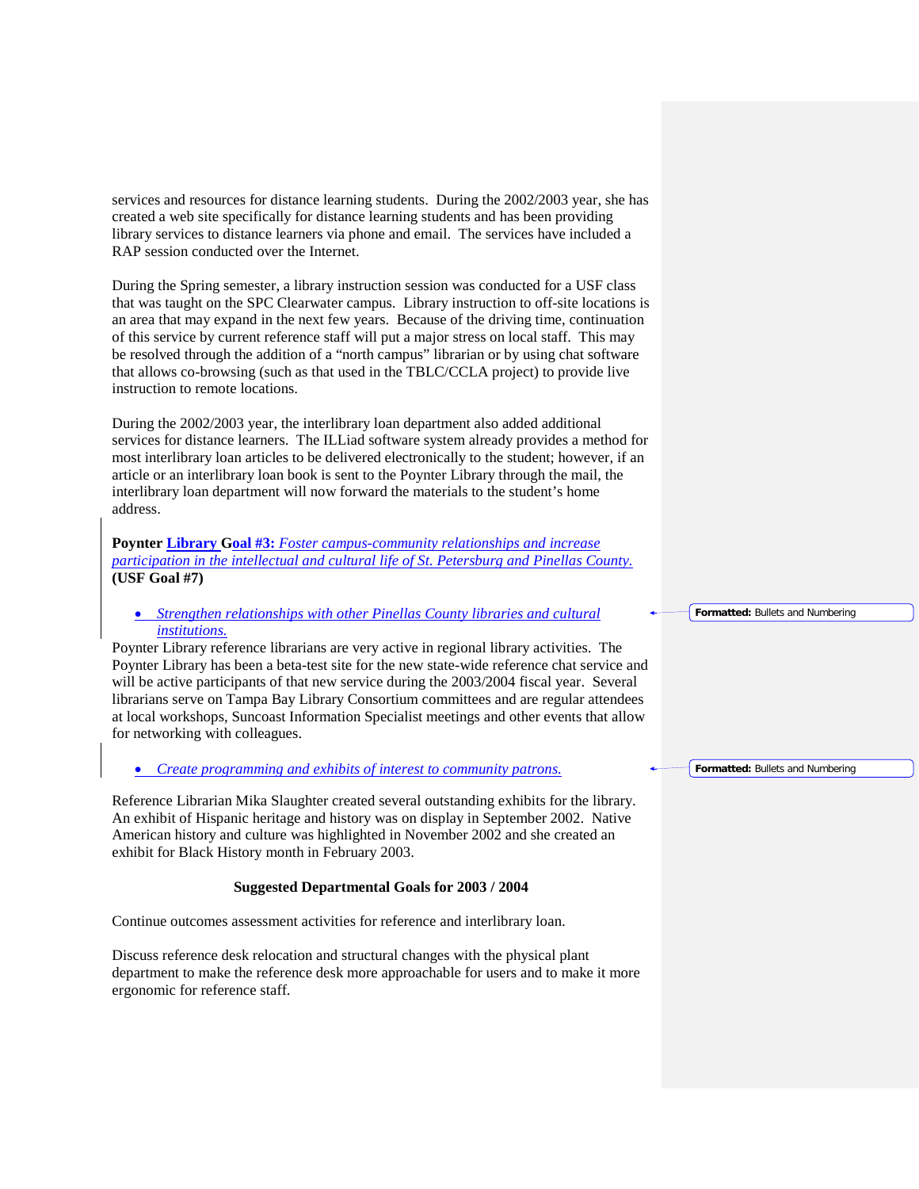services and resources for distance learning students. During the 2002/2003 year, she has created a web site specifically for distance learning students and has been providing library services to distance learners via phone and email. The services have included a RAP session conducted over the Internet.

During the Spring semester, a library instruction session was conducted for a USF class that was taught on the SPC Clearwater campus. Library instruction to off-site locations is an area that may expand in the next few years. Because of the driving time, continuation of this service by current reference staff will put a major stress on local staff. This may be resolved through the addition of a "north campus" librarian or by using chat software that allows co-browsing (such as that used in the TBLC/CCLA project) to provide live instruction to remote locations.

During the 2002/2003 year, the interlibrary loan department also added additional services for distance learners. The ILLiad software system already provides a method for most interlibrary loan articles to be delivered electronically to the student; however, if an article or an interlibrary loan book is sent to the Poynter Library through the mail, the interlibrary loan department will now forward the materials to the student's home address.

**Poynter Library Goal #3:** *Foster campus-community relationships and increase participation in the intellectual and cultural life of St. Petersburg and Pinellas County.* **(USF Goal #7)**

- *Strengthen relationships with other Pinellas County libraries and cultural institutions.*

Poynter Library reference librarians are very active in regional library activities. The Poynter Library has been a beta-test site for the new state-wide reference chat service and will be active participants of that new service during the 2003/2004 fiscal year. Several librarians serve on Tampa Bay Library Consortium committees and are regular attendees at local workshops, Suncoast Information Specialist meetings and other events that allow for networking with colleagues.

- *Create programming and exhibits of interest to community patrons.*

Reference Librarian Mika Slaughter created several outstanding exhibits for the library. An exhibit of Hispanic heritage and history was on display in September 2002. Native American history and culture was highlighted in November 2002 and she created an exhibit for Black History month in February 2003.

## Suggested Departmental Goals for 2003 / 2004

Continue outcomes assessment activities for reference and interlibrary loan.

Discuss reference desk relocation and structural changes with the physical plant department to make the reference desk more approachable for users and to make it more ergonomic for reference staff.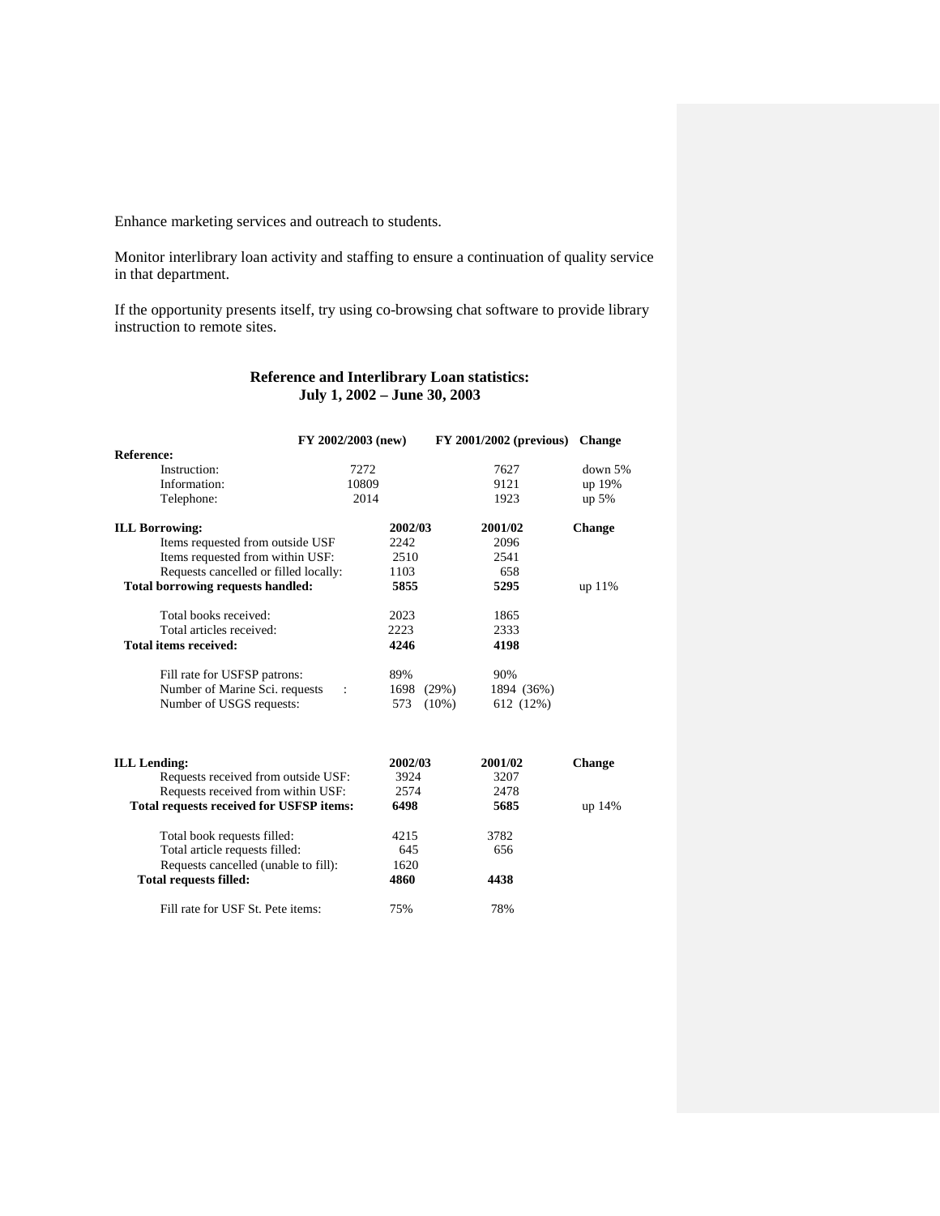Enhance marketing services and outreach to students.

Monitor interlibrary loan activity and staffing to ensure a continuation of quality service in that department.

If the opportunity presents itself, try using co-browsing chat software to provide library instruction to remote sites.

**Reference and Interlibrary Loan statistics:**
**July 1, 2002 – June 30, 2003**

| | FY 2002/2003 (new) | FY 2001/2002 (previous) | Change |
|---|---|---|---|
| **Reference:** | | | |
| Instruction: | 7272 | 7627 | down 5% |
| Information: | 10809 | 9121 | up 19% |
| Telephone: | 2014 | 1923 | up 5% |

| **ILL Borrowing:** | **2002/03** | **2001/02** | **Change** |
|---|---|---|---|
| Items requested from outside USF | 2242 | 2096 | |
| Items requested from within USF: | 2510 | 2541 | |
| Requests cancelled or filled locally: | 1103 | 658 | |
| **Total borrowing requests handled:** | **5855** | **5295** | up 11% |
| Total books received: | 2023 | 1865 | |
| Total articles received: | 2223 | 2333 | |
| **Total items received:** | **4246** | **4198** | |
| Fill rate for USFSP patrons: | 89% | 90% | |
| Number of Marine Sci. requests : | 1698 (29%) | 1894 (36%) | |
| Number of USGS requests: | 573 (10%) | 612 (12%) | |

| **ILL Lending:** | **2002/03** | **2001/02** | **Change** |
|---|---|---|---|
| Requests received from outside USF: | 3924 | 3207 | |
| Requests received from within USF: | 2574 | 2478 | |
| **Total requests received for USFSP items:** | **6498** | **5685** | up 14% |
| Total book requests filled: | 4215 | 3782 | |
| Total article requests filled: | 645 | 656 | |
| Requests cancelled (unable to fill): | 1620 | | |
| **Total requests filled:** | **4860** | **4438** | |
| Fill rate for USF St. Pete items: | 75% | 78% | |